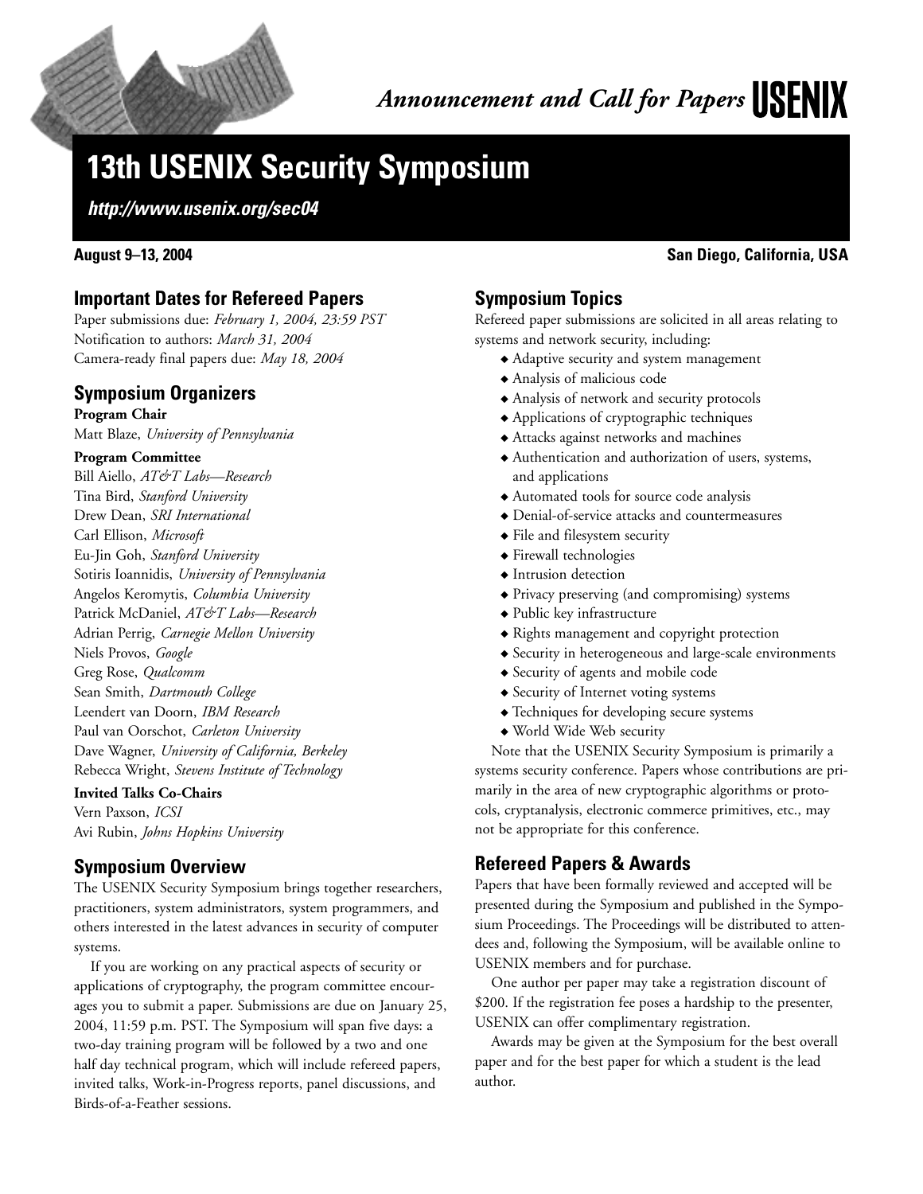*Announcement and Call for Papers* **USENIX**

# 13th USENIX Security Symposium

***http://www.usenix.org/sec04***

**August 9–13, 2004** **San Diego, California, USA**

## Important Dates for Refereed Papers

Paper submissions due: *February 1, 2004, 23:59 PST*
Notification to authors: *March 31, 2004*
Camera-ready final papers due: *May 18, 2004*

## Symposium Organizers

**Program Chair**
Matt Blaze, *University of Pennsylvania*

**Program Committee**
Bill Aiello, *AT&T Labs—Research*
Tina Bird, *Stanford University*
Drew Dean, *SRI International*
Carl Ellison, *Microsoft*
Eu-Jin Goh, *Stanford University*
Sotiris Ioannidis, *University of Pennsylvania*
Angelos Keromytis, *Columbia University*
Patrick McDaniel, *AT&T Labs—Research*
Adrian Perrig, *Carnegie Mellon University*
Niels Provos, *Google*
Greg Rose, *Qualcomm*
Sean Smith, *Dartmouth College*
Leendert van Doorn, *IBM Research*
Paul van Oorschot, *Carleton University*
Dave Wagner, *University of California, Berkeley*
Rebecca Wright, *Stevens Institute of Technology*

**Invited Talks Co-Chairs**
Vern Paxson, *ICSI*
Avi Rubin, *Johns Hopkins University*

## Symposium Overview

The USENIX Security Symposium brings together researchers, practitioners, system administrators, system programmers, and others interested in the latest advances in security of computer systems.

If you are working on any practical aspects of security or applications of cryptography, the program committee encourages you to submit a paper. Submissions are due on January 25, 2004, 11:59 p.m. PST. The Symposium will span five days: a two-day training program will be followed by a two and one half day technical program, which will include refereed papers, invited talks, Work-in-Progress reports, panel discussions, and Birds-of-a-Feather sessions.

## Symposium Topics

Refereed paper submissions are solicited in all areas relating to systems and network security, including:

- Adaptive security and system management
- Analysis of malicious code
- Analysis of network and security protocols
- Applications of cryptographic techniques
- Attacks against networks and machines
- Authentication and authorization of users, systems, and applications
- Automated tools for source code analysis
- Denial-of-service attacks and countermeasures
- File and filesystem security
- Firewall technologies
- Intrusion detection
- Privacy preserving (and compromising) systems
- Public key infrastructure
- Rights management and copyright protection
- Security in heterogeneous and large-scale environments
- Security of agents and mobile code
- Security of Internet voting systems
- Techniques for developing secure systems
- World Wide Web security

Note that the USENIX Security Symposium is primarily a systems security conference. Papers whose contributions are primarily in the area of new cryptographic algorithms or protocols, cryptanalysis, electronic commerce primitives, etc., may not be appropriate for this conference.

## Refereed Papers & Awards

Papers that have been formally reviewed and accepted will be presented during the Symposium and published in the Symposium Proceedings. The Proceedings will be distributed to attendees and, following the Symposium, will be available online to USENIX members and for purchase.

One author per paper may take a registration discount of $200. If the registration fee poses a hardship to the presenter, USENIX can offer complimentary registration.

Awards may be given at the Symposium for the best overall paper and for the best paper for which a student is the lead author.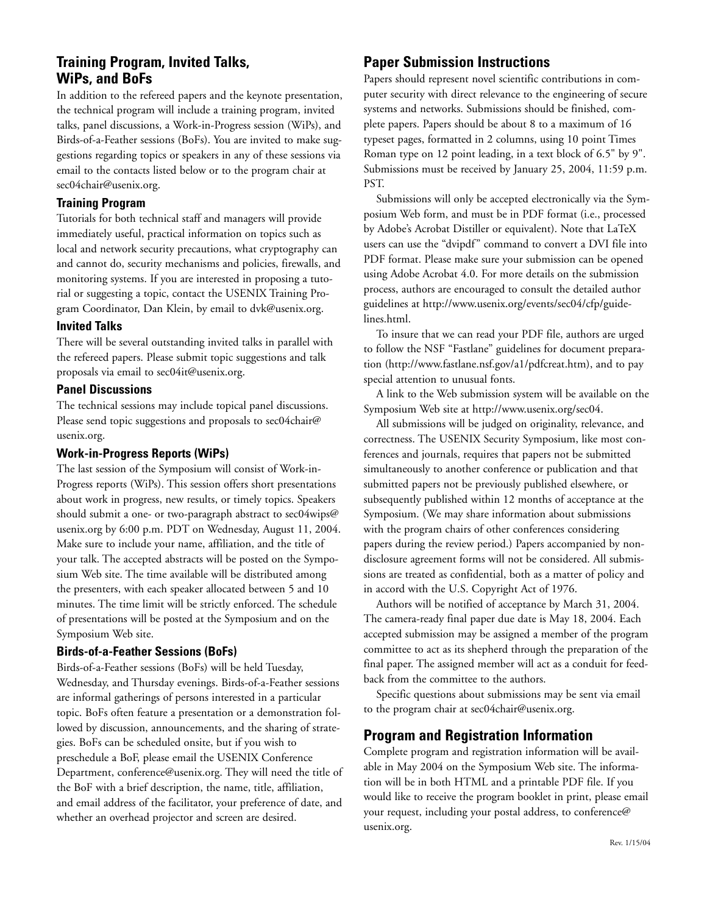## Training Program, Invited Talks, WiPs, and BoFs

In addition to the refereed papers and the keynote presentation, the technical program will include a training program, invited talks, panel discussions, a Work-in-Progress session (WiPs), and Birds-of-a-Feather sessions (BoFs). You are invited to make suggestions regarding topics or speakers in any of these sessions via email to the contacts listed below or to the program chair at sec04chair@usenix.org.

### Training Program

Tutorials for both technical staff and managers will provide immediately useful, practical information on topics such as local and network security precautions, what cryptography can and cannot do, security mechanisms and policies, firewalls, and monitoring systems. If you are interested in proposing a tutorial or suggesting a topic, contact the USENIX Training Program Coordinator, Dan Klein, by email to dvk@usenix.org.

### Invited Talks

There will be several outstanding invited talks in parallel with the refereed papers. Please submit topic suggestions and talk proposals via email to sec04it@usenix.org.

### Panel Discussions

The technical sessions may include topical panel discussions. Please send topic suggestions and proposals to sec04chair@usenix.org.

### Work-in-Progress Reports (WiPs)

The last session of the Symposium will consist of Work-in-Progress reports (WiPs). This session offers short presentations about work in progress, new results, or timely topics. Speakers should submit a one- or two-paragraph abstract to sec04wips@usenix.org by 6:00 p.m. PDT on Wednesday, August 11, 2004. Make sure to include your name, affiliation, and the title of your talk. The accepted abstracts will be posted on the Symposium Web site. The time available will be distributed among the presenters, with each speaker allocated between 5 and 10 minutes. The time limit will be strictly enforced. The schedule of presentations will be posted at the Symposium and on the Symposium Web site.

### Birds-of-a-Feather Sessions (BoFs)

Birds-of-a-Feather sessions (BoFs) will be held Tuesday, Wednesday, and Thursday evenings. Birds-of-a-Feather sessions are informal gatherings of persons interested in a particular topic. BoFs often feature a presentation or a demonstration followed by discussion, announcements, and the sharing of strategies. BoFs can be scheduled onsite, but if you wish to preschedule a BoF, please email the USENIX Conference Department, conference@usenix.org. They will need the title of the BoF with a brief description, the name, title, affiliation, and email address of the facilitator, your preference of date, and whether an overhead projector and screen are desired.

## Paper Submission Instructions

Papers should represent novel scientific contributions in computer security with direct relevance to the engineering of secure systems and networks. Submissions should be finished, complete papers. Papers should be about 8 to a maximum of 16 typeset pages, formatted in 2 columns, using 10 point Times Roman type on 12 point leading, in a text block of 6.5" by 9". Submissions must be received by January 25, 2004, 11:59 p.m. PST.

Submissions will only be accepted electronically via the Symposium Web form, and must be in PDF format (i.e., processed by Adobe's Acrobat Distiller or equivalent). Note that LaTeX users can use the "dvipdf" command to convert a DVI file into PDF format. Please make sure your submission can be opened using Adobe Acrobat 4.0. For more details on the submission process, authors are encouraged to consult the detailed author guidelines at http://www.usenix.org/events/sec04/cfp/guidelines.html.

To insure that we can read your PDF file, authors are urged to follow the NSF "Fastlane" guidelines for document preparation (http://www.fastlane.nsf.gov/a1/pdfcreat.htm), and to pay special attention to unusual fonts.

A link to the Web submission system will be available on the Symposium Web site at http://www.usenix.org/sec04.

All submissions will be judged on originality, relevance, and correctness. The USENIX Security Symposium, like most conferences and journals, requires that papers not be submitted simultaneously to another conference or publication and that submitted papers not be previously published elsewhere, or subsequently published within 12 months of acceptance at the Symposium. (We may share information about submissions with the program chairs of other conferences considering papers during the review period.) Papers accompanied by non-disclosure agreement forms will not be considered. All submissions are treated as confidential, both as a matter of policy and in accord with the U.S. Copyright Act of 1976.

Authors will be notified of acceptance by March 31, 2004. The camera-ready final paper due date is May 18, 2004. Each accepted submission may be assigned a member of the program committee to act as its shepherd through the preparation of the final paper. The assigned member will act as a conduit for feedback from the committee to the authors.

Specific questions about submissions may be sent via email to the program chair at sec04chair@usenix.org.

## Program and Registration Information

Complete program and registration information will be available in May 2004 on the Symposium Web site. The information will be in both HTML and a printable PDF file. If you would like to receive the program booklet in print, please email your request, including your postal address, to conference@usenix.org.

Rev. 1/15/04